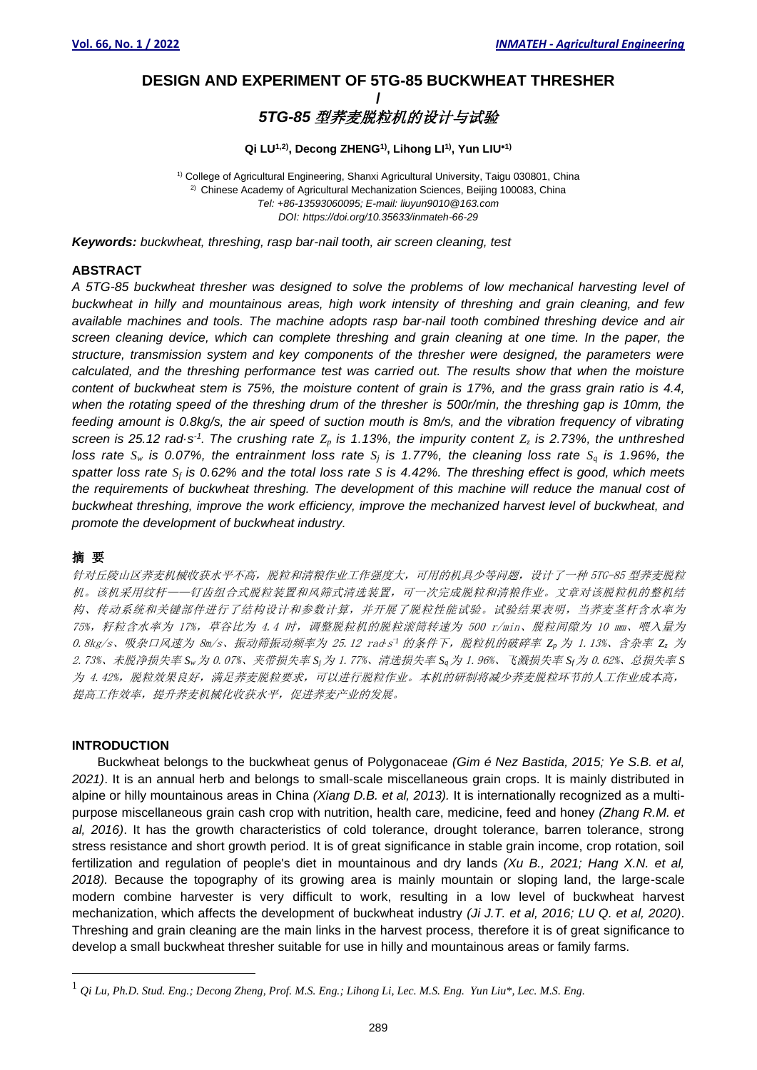# DESIGN AND EXPERIMENT OF 5TG-85 BUCKWHEAT THRESHER

/

# *5TG-85 型荞麦脱粒机的设计与试验*

**Qi LU[1,2], Decong ZHENG[1], Lihong LI[1], Yun LIU*[1]**

[1] College of Agricultural Engineering, Shanxi Agricultural University, Taigu 030801, China
[2] Chinese Academy of Agricultural Mechanization Sciences, Beijing 100083, China
*Tel: +86-13593060095; E-mail: liuyun9010@163.com*
*DOI: https://doi.org/10.35633/inmateh-66-29*

***Keywords:** buckwheat, threshing, rasp bar-nail tooth, air screen cleaning, test*

## ABSTRACT

*A 5TG-85 buckwheat thresher was designed to solve the problems of low mechanical harvesting level of buckwheat in hilly and mountainous areas, high work intensity of threshing and grain cleaning, and few available machines and tools. The machine adopts rasp bar-nail tooth combined threshing device and air screen cleaning device, which can complete threshing and grain cleaning at one time. In the paper, the structure, transmission system and key components of the thresher were designed, the parameters were calculated, and the threshing performance test was carried out. The results show that when the moisture content of buckwheat stem is 75%, the moisture content of grain is 17%, and the grass grain ratio is 4.4, when the rotating speed of the threshing drum of the thresher is 500r/min, the threshing gap is 10mm, the feeding amount is 0.8kg/s, the air speed of suction mouth is 8m/s, and the vibration frequency of vibrating screen is 25.12 rad·s$^{-1}$. The crushing rate $Z_p$ is 1.13%, the impurity content $Z_z$ is 2.73%, the unthreshed loss rate $S_w$ is 0.07%, the entrainment loss rate $S_j$ is 1.77%, the cleaning loss rate $S_q$ is 1.96%, the spatter loss rate $S_f$ is 0.62% and the total loss rate $S$ is 4.42%. The threshing effect is good, which meets the requirements of buckwheat threshing. The development of this machine will reduce the manual cost of buckwheat threshing, improve the work efficiency, improve the mechanized harvest level of buckwheat, and promote the development of buckwheat industry.*

## 摘 要

*针对丘陵山区荞麦机械收获水平不高，脱粒和清粮作业工作强度大，可用的机具少等问题，设计了一种5TG-85型荞麦脱粒机。该机采用纹杆——钉齿组合式脱粒装置和风筛式清选装置，可一次完成脱粒和清粮作业。文章对该脱粒机的整机结构、传动系统和关键部件进行了结构设计和参数计算，并开展了脱粒性能试验。试验结果表明，当荞麦茎杆含水率为75%，籽粒含水率为17%，草谷比为4.4时，调整脱粒机的脱粒滚筒转速为500 r/min、脱粒间隙为10 ㎜、喂入量为0.8kg/s、吸杂口风速为8m/s、振动筛振动频率为25.12 rad·s$^{-1}$的条件下，脱粒机的破碎率$Z_p$为1.13%、含杂率$Z_z$为2.73%、未脱净损失率$S_w$为0.07%、夹带损失率$S_j$为1.77%、清选损失率$S_q$为1.96%、飞溅损失率$S_f$为0.62%、总损失率$S$为4.42%，脱粒效果良好，满足荞麦脱粒要求，可以进行脱粒作业。本机的研制将减少荞麦脱粒环节的人工作业成本高，提高工作效率，提升荞麦机械化收获水平，促进荞麦产业的发展。*

## INTRODUCTION

Buckwheat belongs to the buckwheat genus of Polygonaceae *(Gim é Nez Bastida, 2015; Ye S.B. et al, 2021)*. It is an annual herb and belongs to small-scale miscellaneous grain crops. It is mainly distributed in alpine or hilly mountainous areas in China *(Xiang D.B. et al, 2013).* It is internationally recognized as a multi-purpose miscellaneous grain cash crop with nutrition, health care, medicine, feed and honey *(Zhang R.M. et al, 2016)*. It has the growth characteristics of cold tolerance, drought tolerance, barren tolerance, strong stress resistance and short growth period. It is of great significance in stable grain income, crop rotation, soil fertilization and regulation of people's diet in mountainous and dry lands *(Xu B., 2021; Hang X.N. et al, 2018)*. Because the topography of its growing area is mainly mountain or sloping land, the large-scale modern combine harvester is very difficult to work, resulting in a low level of buckwheat harvest mechanization, which affects the development of buckwheat industry *(Ji J.T. et al, 2016; LU Q. et al, 2020)*. Threshing and grain cleaning are the main links in the harvest process, therefore it is of great significance to develop a small buckwheat thresher suitable for use in hilly and mountainous areas or family farms.

---

[1] *Qi Lu, Ph.D. Stud. Eng.; Decong Zheng, Prof. M.S. Eng.; Lihong Li, Lec. M.S. Eng. Yun Liu\*, Lec. M.S. Eng.*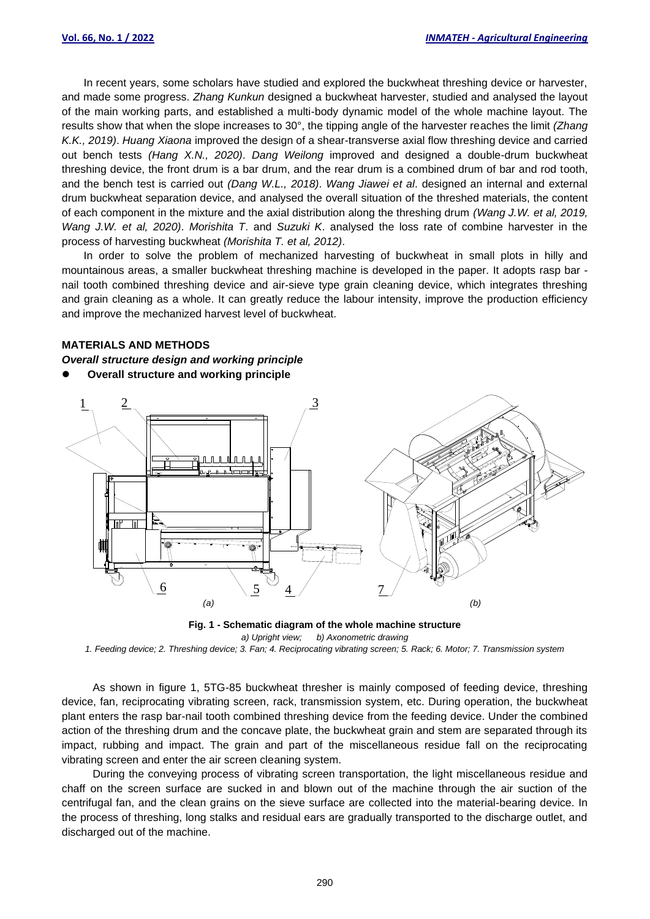In recent years, some scholars have studied and explored the buckwheat threshing device or harvester, and made some progress. *Zhang Kunkun* designed a buckwheat harvester, studied and analysed the layout of the main working parts, and established a multi-body dynamic model of the whole machine layout. The results show that when the slope increases to 30°, the tipping angle of the harvester reaches the limit *(Zhang K.K., 2019)*. *Huang Xiaona* improved the design of a shear-transverse axial flow threshing device and carried out bench tests *(Hang X.N., 2020)*. *Dang Weilong* improved and designed a double-drum buckwheat threshing device, the front drum is a bar drum, and the rear drum is a combined drum of bar and rod tooth, and the bench test is carried out *(Dang W.L., 2018)*. *Wang Jiawei et al*. designed an internal and external drum buckwheat separation device, and analysed the overall situation of the threshed materials, the content of each component in the mixture and the axial distribution along the threshing drum *(Wang J.W. et al, 2019, Wang J.W. et al, 2020)*. *Morishita T*. and *Suzuki K*. analysed the loss rate of combine harvester in the process of harvesting buckwheat *(Morishita T. et al, 2012)*.

In order to solve the problem of mechanized harvesting of buckwheat in small plots in hilly and mountainous areas, a smaller buckwheat threshing machine is developed in the paper. It adopts rasp bar - nail tooth combined threshing device and air-sieve type grain cleaning device, which integrates threshing and grain cleaning as a whole. It can greatly reduce the labour intensity, improve the production efficiency and improve the mechanized harvest level of buckwheat.

## MATERIALS AND METHODS

### *Overall structure design and working principle*

- **Overall structure and working principle**

**Fig. 1 - Schematic diagram of the whole machine structure**

*a) Upright view; b) Axonometric drawing*

*1. Feeding device; 2. Threshing device; 3. Fan; 4. Reciprocating vibrating screen; 5. Rack; 6. Motor; 7. Transmission system*

As shown in figure 1, 5TG-85 buckwheat thresher is mainly composed of feeding device, threshing device, fan, reciprocating vibrating screen, rack, transmission system, etc. During operation, the buckwheat plant enters the rasp bar-nail tooth combined threshing device from the feeding device. Under the combined action of the threshing drum and the concave plate, the buckwheat grain and stem are separated through its impact, rubbing and impact. The grain and part of the miscellaneous residue fall on the reciprocating vibrating screen and enter the air screen cleaning system.

During the conveying process of vibrating screen transportation, the light miscellaneous residue and chaff on the screen surface are sucked in and blown out of the machine through the air suction of the centrifugal fan, and the clean grains on the sieve surface are collected into the material-bearing device. In the process of threshing, long stalks and residual ears are gradually transported to the discharge outlet, and discharged out of the machine.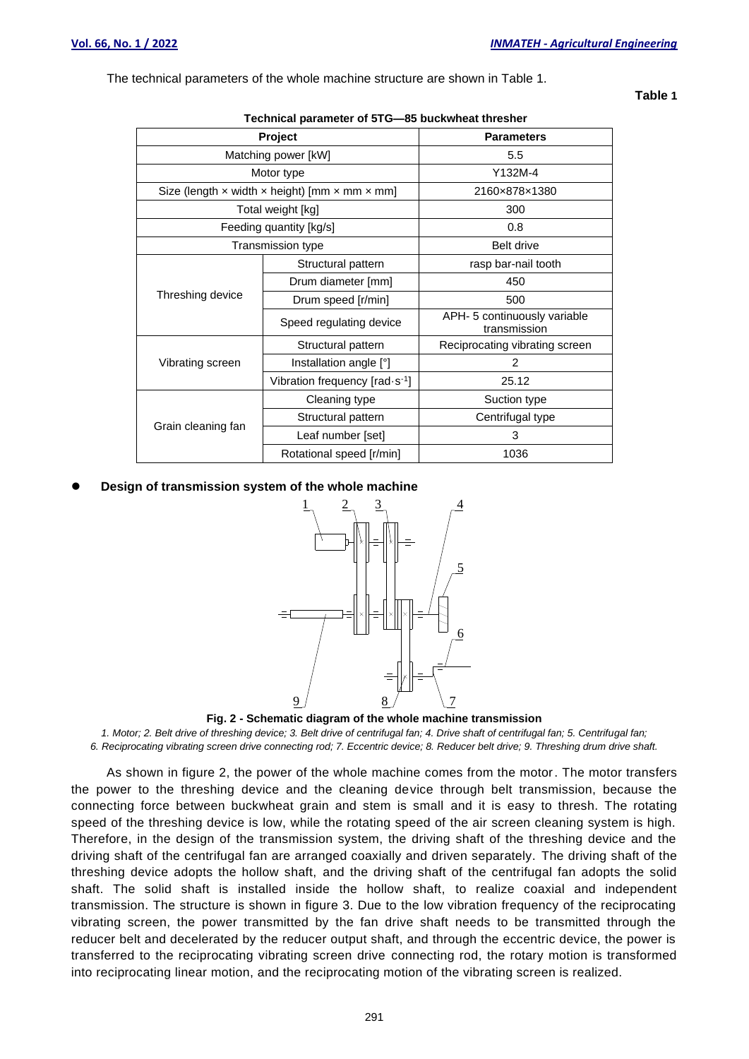The technical parameters of the whole machine structure are shown in Table 1.

**Table 1**

**Technical parameter of 5TG—85 buckwheat thresher**

| Project | | Parameters |
|---|---|---|
| Matching power [kW] | | 5.5 |
| Motor type | | Y132M-4 |
| Size (length × width × height) [mm × mm × mm] | | 2160×878×1380 |
| Total weight [kg] | | 300 |
| Feeding quantity [kg/s] | | 0.8 |
| Transmission type | | Belt drive |
| Threshing device | Structural pattern | rasp bar-nail tooth |
| | Drum diameter [mm] | 450 |
| | Drum speed [r/min] | 500 |
| | Speed regulating device | APH- 5 continuously variable transmission |
| Vibrating screen | Structural pattern | Reciprocating vibrating screen |
| | Installation angle [°] | 2 |
| | Vibration frequency [rad·s$^{-1}$] | 25.12 |
| Grain cleaning fan | Cleaning type | Suction type |
| | Structural pattern | Centrifugal type |
| | Leaf number [set] | 3 |
| | Rotational speed [r/min] | 1036 |

- **Design of transmission system of the whole machine**

**Fig. 2 - Schematic diagram of the whole machine transmission**

*1. Motor; 2. Belt drive of threshing device; 3. Belt drive of centrifugal fan; 4. Drive shaft of centrifugal fan; 5. Centrifugal fan; 6. Reciprocating vibrating screen drive connecting rod; 7. Eccentric device; 8. Reducer belt drive; 9. Threshing drum drive shaft.*

As shown in figure 2, the power of the whole machine comes from the motor. The motor transfers the power to the threshing device and the cleaning device through belt transmission, because the connecting force between buckwheat grain and stem is small and it is easy to thresh. The rotating speed of the threshing device is low, while the rotating speed of the air screen cleaning system is high. Therefore, in the design of the transmission system, the driving shaft of the threshing device and the driving shaft of the centrifugal fan are arranged coaxially and driven separately. The driving shaft of the threshing device adopts the hollow shaft, and the driving shaft of the centrifugal fan adopts the solid shaft. The solid shaft is installed inside the hollow shaft, to realize coaxial and independent transmission. The structure is shown in figure 3. Due to the low vibration frequency of the reciprocating vibrating screen, the power transmitted by the fan drive shaft needs to be transmitted through the reducer belt and decelerated by the reducer output shaft, and through the eccentric device, the power is transferred to the reciprocating vibrating screen drive connecting rod, the rotary motion is transformed into reciprocating linear motion, and the reciprocating motion of the vibrating screen is realized.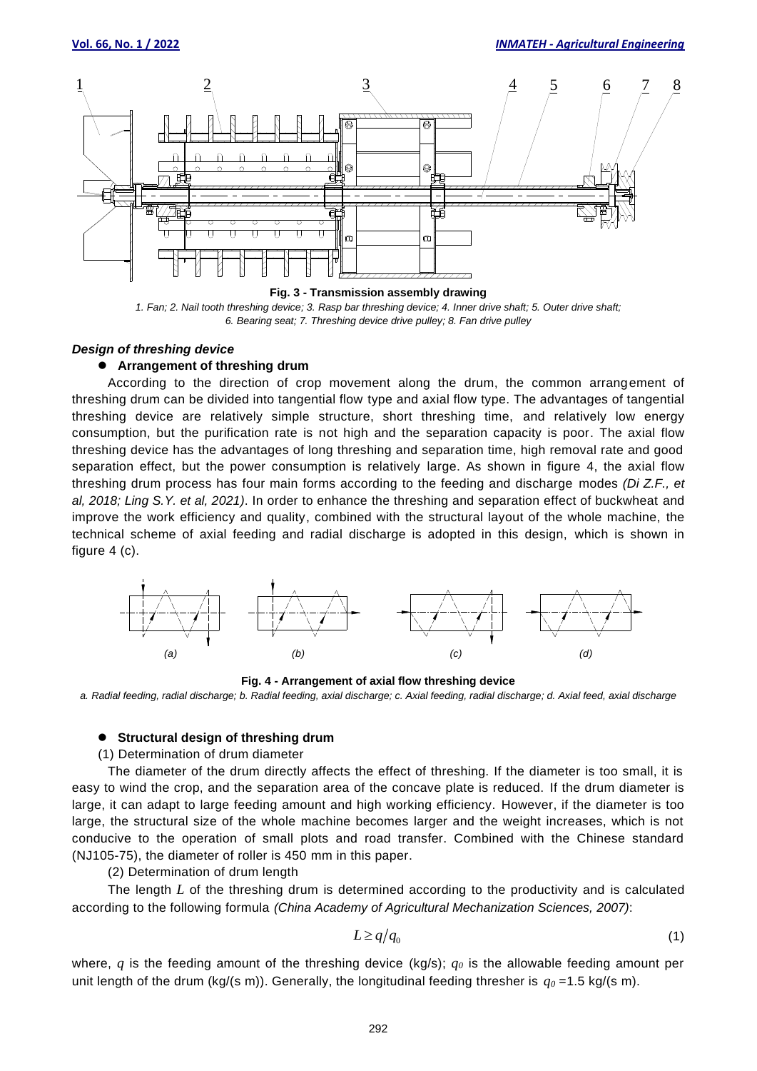**Fig. 3 - Transmission assembly drawing**

*1. Fan; 2. Nail tooth threshing device; 3. Rasp bar threshing device; 4. Inner drive shaft; 5. Outer drive shaft; 6. Bearing seat; 7. Threshing device drive pulley; 8. Fan drive pulley*

### *Design of threshing device*

- **Arrangement of threshing drum**

According to the direction of crop movement along the drum, the common arrangement of threshing drum can be divided into tangential flow type and axial flow type. The advantages of tangential threshing device are relatively simple structure, short threshing time, and relatively low energy consumption, but the purification rate is not high and the separation capacity is poor. The axial flow threshing device has the advantages of long threshing and separation time, high removal rate and good separation effect, but the power consumption is relatively large. As shown in figure 4, the axial flow threshing drum process has four main forms according to the feeding and discharge modes *(Di Z.F., et al, 2018; Ling S.Y. et al, 2021)*. In order to enhance the threshing and separation effect of buckwheat and improve the work efficiency and quality, combined with the structural layout of the whole machine, the technical scheme of axial feeding and radial discharge is adopted in this design, which is shown in figure 4 (c).

*(a)* *(b)* *(c)* *(d)*

**Fig. 4 - Arrangement of axial flow threshing device**

*a. Radial feeding, radial discharge; b. Radial feeding, axial discharge; c. Axial feeding, radial discharge; d. Axial feed, axial discharge*

- **Structural design of threshing drum**

(1) Determination of drum diameter

The diameter of the drum directly affects the effect of threshing. If the diameter is too small, it is easy to wind the crop, and the separation area of the concave plate is reduced. If the drum diameter is large, it can adapt to large feeding amount and high working efficiency. However, if the diameter is too large, the structural size of the whole machine becomes larger and the weight increases, which is not conducive to the operation of small plots and road transfer. Combined with the Chinese standard (NJ105-75), the diameter of roller is 450 mm in this paper.

(2) Determination of drum length

The length $L$ of the threshing drum is determined according to the productivity and is calculated according to the following formula *(China Academy of Agricultural Mechanization Sciences, 2007)*:

$$L \geq q/q_0 \tag{1}$$

where, $q$ is the feeding amount of the threshing device (kg/s); $q_0$ is the allowable feeding amount per unit length of the drum (kg/(s m)). Generally, the longitudinal feeding thresher is $q_0$ =1.5 kg/(s m).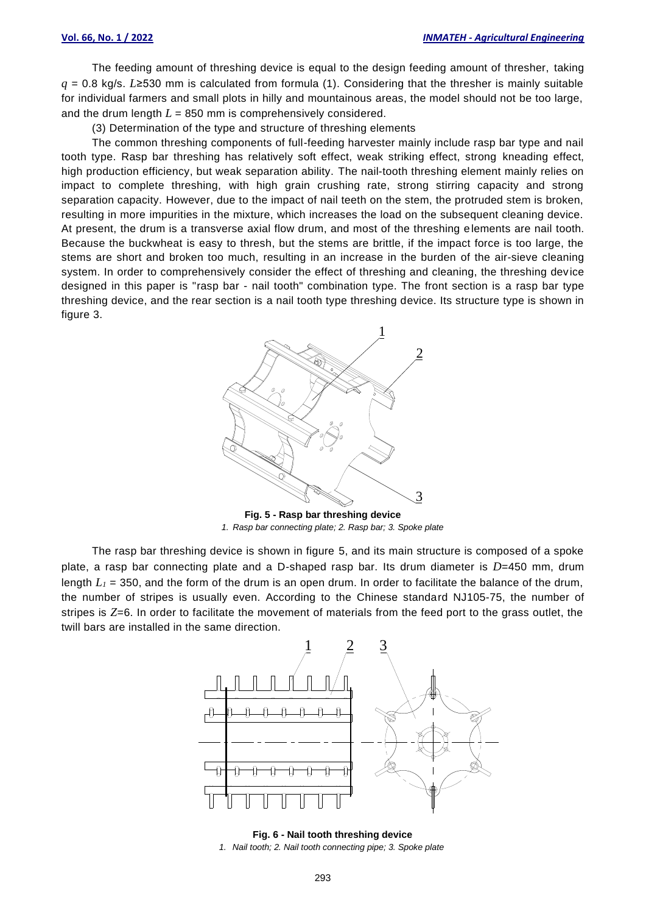The feeding amount of threshing device is equal to the design feeding amount of thresher, taking $q$ = 0.8 kg/s. $L$≥530 mm is calculated from formula (1). Considering that the thresher is mainly suitable for individual farmers and small plots in hilly and mountainous areas, the model should not be too large, and the drum length $L$ = 850 mm is comprehensively considered.

(3) Determination of the type and structure of threshing elements

The common threshing components of full-feeding harvester mainly include rasp bar type and nail tooth type. Rasp bar threshing has relatively soft effect, weak striking effect, strong kneading effect, high production efficiency, but weak separation ability. The nail-tooth threshing element mainly relies on impact to complete threshing, with high grain crushing rate, strong stirring capacity and strong separation capacity. However, due to the impact of nail teeth on the stem, the protruded stem is broken, resulting in more impurities in the mixture, which increases the load on the subsequent cleaning device. At present, the drum is a transverse axial flow drum, and most of the threshing elements are nail tooth. Because the buckwheat is easy to thresh, but the stems are brittle, if the impact force is too large, the stems are short and broken too much, resulting in an increase in the burden of the air-sieve cleaning system. In order to comprehensively consider the effect of threshing and cleaning, the threshing device designed in this paper is "rasp bar - nail tooth" combination type. The front section is a rasp bar type threshing device, and the rear section is a nail tooth type threshing device. Its structure type is shown in figure 3.

**Fig. 5 - Rasp bar threshing device**

*1. Rasp bar connecting plate; 2. Rasp bar; 3. Spoke plate*

The rasp bar threshing device is shown in figure 5, and its main structure is composed of a spoke plate, a rasp bar connecting plate and a D-shaped rasp bar. Its drum diameter is $D$=450 mm, drum length $L_1$ = 350, and the form of the drum is an open drum. In order to facilitate the balance of the drum, the number of stripes is usually even. According to the Chinese standard NJ105-75, the number of stripes is $Z$=6. In order to facilitate the movement of materials from the feed port to the grass outlet, the twill bars are installed in the same direction.

**Fig. 6 - Nail tooth threshing device**

*1. Nail tooth; 2. Nail tooth connecting pipe; 3. Spoke plate*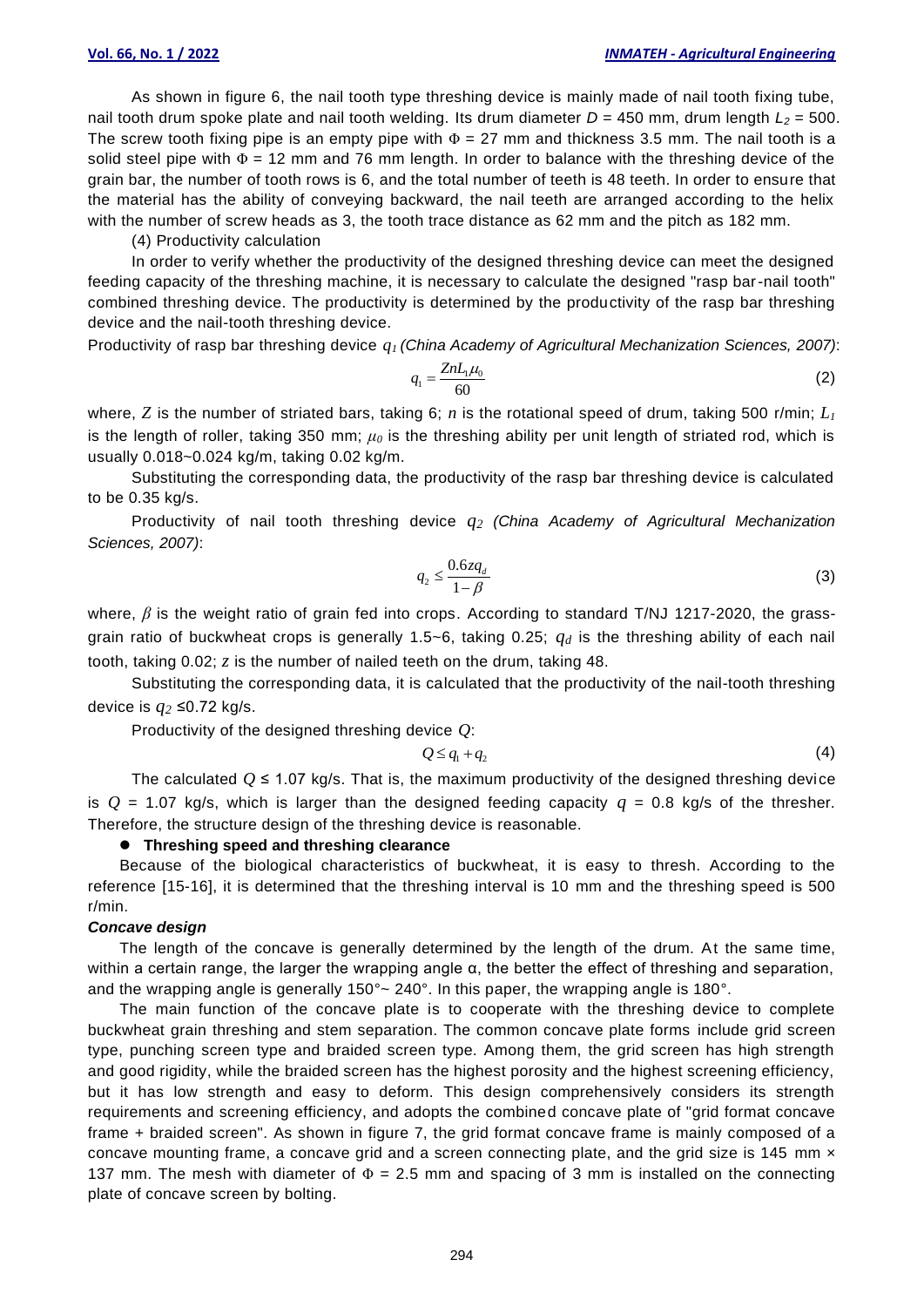As shown in figure 6, the nail tooth type threshing device is mainly made of nail tooth fixing tube, nail tooth drum spoke plate and nail tooth welding. Its drum diameter $D$ = 450 mm, drum length $L_2$ = 500. The screw tooth fixing pipe is an empty pipe with $\Phi$ = 27 mm and thickness 3.5 mm. The nail tooth is a solid steel pipe with $\Phi$ = 12 mm and 76 mm length. In order to balance with the threshing device of the grain bar, the number of tooth rows is 6, and the total number of teeth is 48 teeth. In order to ensure that the material has the ability of conveying backward, the nail teeth are arranged according to the helix with the number of screw heads as 3, the tooth trace distance as 62 mm and the pitch as 182 mm.

(4) Productivity calculation

In order to verify whether the productivity of the designed threshing device can meet the designed feeding capacity of the threshing machine, it is necessary to calculate the designed "rasp bar-nail tooth" combined threshing device. The productivity is determined by the productivity of the rasp bar threshing device and the nail-tooth threshing device.

Productivity of rasp bar threshing device $q_1$ *(China Academy of Agricultural Mechanization Sciences, 2007)*:

$$q_1 = \frac{ZnL_1\mu_0}{60} \tag{2}$$

where, $Z$ is the number of striated bars, taking 6; $n$ is the rotational speed of drum, taking 500 r/min; $L_1$ is the length of roller, taking 350 mm; $\mu_0$ is the threshing ability per unit length of striated rod, which is usually 0.018~0.024 kg/m, taking 0.02 kg/m.

Substituting the corresponding data, the productivity of the rasp bar threshing device is calculated to be 0.35 kg/s.

Productivity of nail tooth threshing device $q_2$ *(China Academy of Agricultural Mechanization Sciences, 2007)*:

$$q_2 \le \frac{0.6zq_d}{1-\beta} \tag{3}$$

where, $\beta$ is the weight ratio of grain fed into crops. According to standard T/NJ 1217-2020, the grass-grain ratio of buckwheat crops is generally 1.5~6, taking 0.25; $q_d$ is the threshing ability of each nail tooth, taking 0.02; $z$ is the number of nailed teeth on the drum, taking 48.

Substituting the corresponding data, it is calculated that the productivity of the nail-tooth threshing device is $q_2 \le 0.72$ kg/s.

Productivity of the designed threshing device $Q$:

$$Q \le q_1 + q_2 \tag{4}$$

The calculated $Q \le 1.07$ kg/s. That is, the maximum productivity of the designed threshing device is $Q$ = 1.07 kg/s, which is larger than the designed feeding capacity $q$ = 0.8 kg/s of the thresher. Therefore, the structure design of the threshing device is reasonable.

- **Threshing speed and threshing clearance**

Because of the biological characteristics of buckwheat, it is easy to thresh. According to the reference [15-16], it is determined that the threshing interval is 10 mm and the threshing speed is 500 r/min.

***Concave design***

The length of the concave is generally determined by the length of the drum. At the same time, within a certain range, the larger the wrapping angle α, the better the effect of threshing and separation, and the wrapping angle is generally 150°~ 240°. In this paper, the wrapping angle is 180°.

The main function of the concave plate is to cooperate with the threshing device to complete buckwheat grain threshing and stem separation. The common concave plate forms include grid screen type, punching screen type and braided screen type. Among them, the grid screen has high strength and good rigidity, while the braided screen has the highest porosity and the highest screening efficiency, but it has low strength and easy to deform. This design comprehensively considers its strength requirements and screening efficiency, and adopts the combined concave plate of "grid format concave frame + braided screen". As shown in figure 7, the grid format concave frame is mainly composed of a concave mounting frame, a concave grid and a screen connecting plate, and the grid size is 145 mm × 137 mm. The mesh with diameter of $\Phi$ = 2.5 mm and spacing of 3 mm is installed on the connecting plate of concave screen by bolting.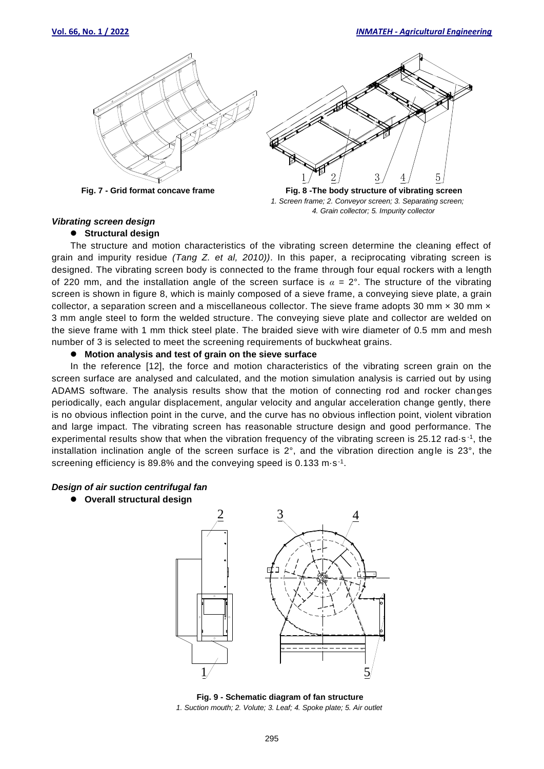**Fig. 7 - Grid format concave frame**

**Fig. 8 -The body structure of vibrating screen**
*1. Screen frame; 2. Conveyor screen; 3. Separating screen; 4. Grain collector; 5. Impurity collector*

### *Vibrating screen design*

- **Structural design**

The structure and motion characteristics of the vibrating screen determine the cleaning effect of grain and impurity residue *(Tang Z. et al, 2010))*. In this paper, a reciprocating vibrating screen is designed. The vibrating screen body is connected to the frame through four equal rockers with a length of 220 mm, and the installation angle of the screen surface is $\alpha$ = 2°. The structure of the vibrating screen is shown in figure 8, which is mainly composed of a sieve frame, a conveying sieve plate, a grain collector, a separation screen and a miscellaneous collector. The sieve frame adopts 30 mm × 30 mm × 3 mm angle steel to form the welded structure. The conveying sieve plate and collector are welded on the sieve frame with 1 mm thick steel plate. The braided sieve with wire diameter of 0.5 mm and mesh number of 3 is selected to meet the screening requirements of buckwheat grains.

- **Motion analysis and test of grain on the sieve surface**

In the reference [12], the force and motion characteristics of the vibrating screen grain on the screen surface are analysed and calculated, and the motion simulation analysis is carried out by using ADAMS software. The analysis results show that the motion of connecting rod and rocker changes periodically, each angular displacement, angular velocity and angular acceleration change gently, there is no obvious inflection point in the curve, and the curve has no obvious inflection point, violent vibration and large impact. The vibrating screen has reasonable structure design and good performance. The experimental results show that when the vibration frequency of the vibrating screen is 25.12 rad·s$^{-1}$, the installation inclination angle of the screen surface is 2°, and the vibration direction angle is 23°, the screening efficiency is 89.8% and the conveying speed is 0.133 m·s$^{-1}$.

### *Design of air suction centrifugal fan*

- **Overall structural design**

**Fig. 9 - Schematic diagram of fan structure**
*1. Suction mouth; 2. Volute; 3. Leaf; 4. Spoke plate; 5. Air outlet*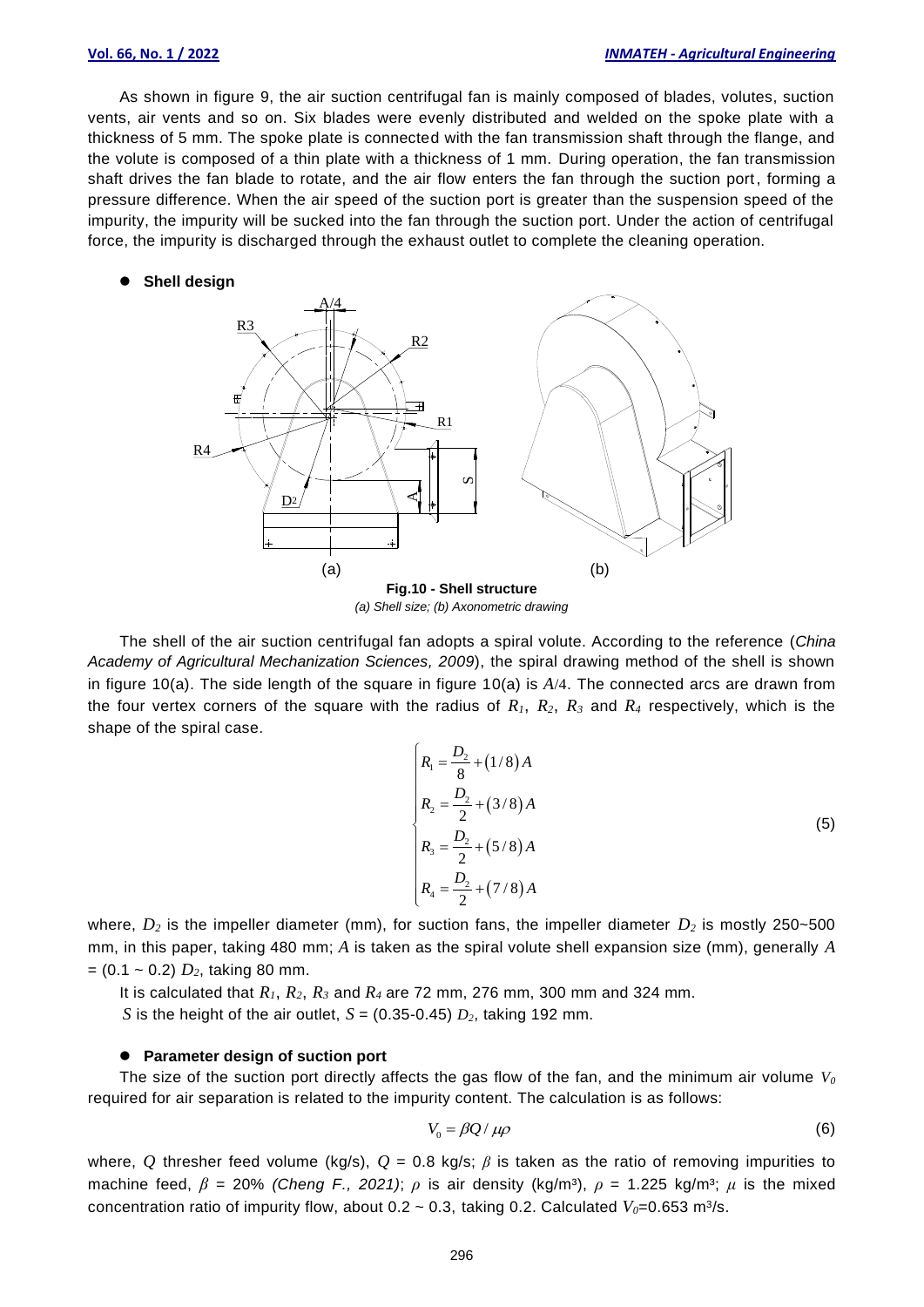As shown in figure 9, the air suction centrifugal fan is mainly composed of blades, volutes, suction vents, air vents and so on. Six blades were evenly distributed and welded on the spoke plate with a thickness of 5 mm. The spoke plate is connected with the fan transmission shaft through the flange, and the volute is composed of a thin plate with a thickness of 1 mm. During operation, the fan transmission shaft drives the fan blade to rotate, and the air flow enters the fan through the suction port, forming a pressure difference. When the air speed of the suction port is greater than the suspension speed of the impurity, the impurity will be sucked into the fan through the suction port. Under the action of centrifugal force, the impurity is discharged through the exhaust outlet to complete the cleaning operation.

- **Shell design**

**Fig.10 - Shell structure**

*(a) Shell size; (b) Axonometric drawing*

The shell of the air suction centrifugal fan adopts a spiral volute. According to the reference (*China Academy of Agricultural Mechanization Sciences, 2009*), the spiral drawing method of the shell is shown in figure 10(a). The side length of the square in figure 10(a) is $A/4$. The connected arcs are drawn from the four vertex corners of the square with the radius of $R_1$, $R_2$, $R_3$ and $R_4$ respectively, which is the shape of the spiral case.

$$
\begin{cases}
R_1 = \dfrac{D_2}{8} + (1/8)A \\
R_2 = \dfrac{D_2}{2} + (3/8)A \\
R_3 = \dfrac{D_2}{2} + (5/8)A \\
R_4 = \dfrac{D_2}{2} + (7/8)A
\end{cases}
\tag{5}
$$

where, $D_2$ is the impeller diameter (mm), for suction fans, the impeller diameter $D_2$ is mostly 250~500 mm, in this paper, taking 480 mm; $A$ is taken as the spiral volute shell expansion size (mm), generally $A = (0.1 \sim 0.2)\ D_2$, taking 80 mm.

It is calculated that $R_1$, $R_2$, $R_3$ and $R_4$ are 72 mm, 276 mm, 300 mm and 324 mm.

$S$ is the height of the air outlet, $S = (0.35\text{-}0.45)\ D_2$, taking 192 mm.

- **Parameter design of suction port**

The size of the suction port directly affects the gas flow of the fan, and the minimum air volume $V_0$ required for air separation is related to the impurity content. The calculation is as follows:

$$
V_0 = \beta Q / \mu\rho
\tag{6}
$$

where, $Q$ thresher feed volume (kg/s), $Q$ = 0.8 kg/s; $\beta$ is taken as the ratio of removing impurities to machine feed, $\beta$ = 20% *(Cheng F., 2021)*; $\rho$ is air density (kg/m³), $\rho$ = 1.225 kg/m³; $\mu$ is the mixed concentration ratio of impurity flow, about 0.2 ~ 0.3, taking 0.2. Calculated $V_0$=0.653 m³/s.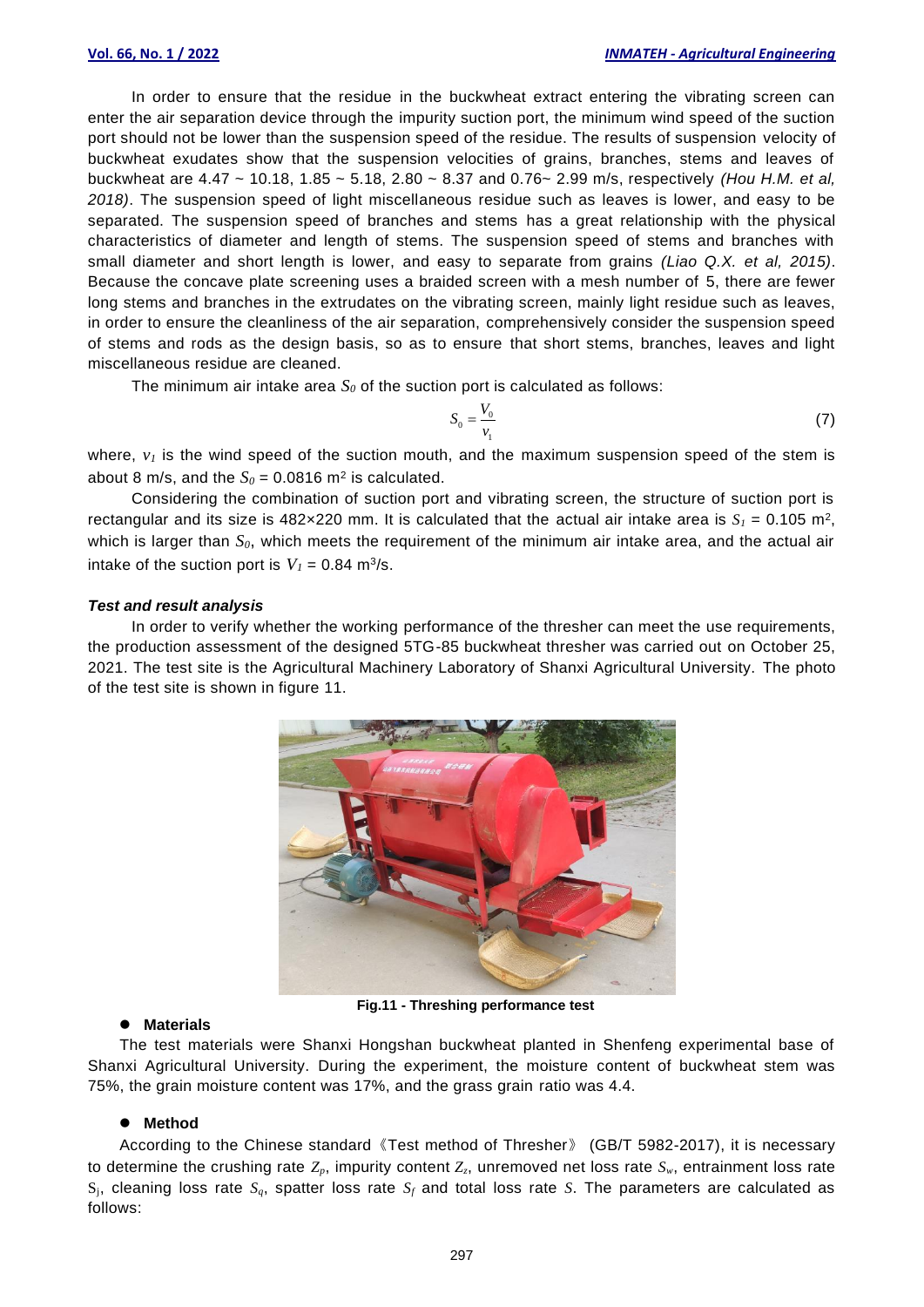In order to ensure that the residue in the buckwheat extract entering the vibrating screen can enter the air separation device through the impurity suction port, the minimum wind speed of the suction port should not be lower than the suspension speed of the residue. The results of suspension velocity of buckwheat exudates show that the suspension velocities of grains, branches, stems and leaves of buckwheat are 4.47 ~ 10.18, 1.85 ~ 5.18, 2.80 ~ 8.37 and 0.76~ 2.99 m/s, respectively *(Hou H.M. et al, 2018)*. The suspension speed of light miscellaneous residue such as leaves is lower, and easy to be separated. The suspension speed of branches and stems has a great relationship with the physical characteristics of diameter and length of stems. The suspension speed of stems and branches with small diameter and short length is lower, and easy to separate from grains *(Liao Q.X. et al, 2015)*. Because the concave plate screening uses a braided screen with a mesh number of 5, there are fewer long stems and branches in the extrudates on the vibrating screen, mainly light residue such as leaves, in order to ensure the cleanliness of the air separation, comprehensively consider the suspension speed of stems and rods as the design basis, so as to ensure that short stems, branches, leaves and light miscellaneous residue are cleaned.

The minimum air intake area $S_0$ of the suction port is calculated as follows:

$$S_0 = \frac{V_0}{v_1} \tag{7}$$

where, $v_1$ is the wind speed of the suction mouth, and the maximum suspension speed of the stem is about 8 m/s, and the $S_0$ = 0.0816 m$^2$ is calculated.

Considering the combination of suction port and vibrating screen, the structure of suction port is rectangular and its size is 482×220 mm. It is calculated that the actual air intake area is $S_1$ = 0.105 m$^2$, which is larger than $S_0$, which meets the requirement of the minimum air intake area, and the actual air intake of the suction port is $V_1$ = 0.84 m$^3$/s.

### *Test and result analysis*

In order to verify whether the working performance of the thresher can meet the use requirements, the production assessment of the designed 5TG-85 buckwheat thresher was carried out on October 25, 2021. The test site is the Agricultural Machinery Laboratory of Shanxi Agricultural University. The photo of the test site is shown in figure 11.

**Fig.11 - Threshing performance test**

- **Materials**

The test materials were Shanxi Hongshan buckwheat planted in Shenfeng experimental base of Shanxi Agricultural University. During the experiment, the moisture content of buckwheat stem was 75%, the grain moisture content was 17%, and the grass grain ratio was 4.4.

- **Method**

According to the Chinese standard《Test method of Thresher》 (GB/T 5982-2017), it is necessary to determine the crushing rate $Z_p$, impurity content $Z_z$, unremoved net loss rate $S_w$, entrainment loss rate $S_j$, cleaning loss rate $S_q$, spatter loss rate $S_f$ and total loss rate $S$. The parameters are calculated as follows: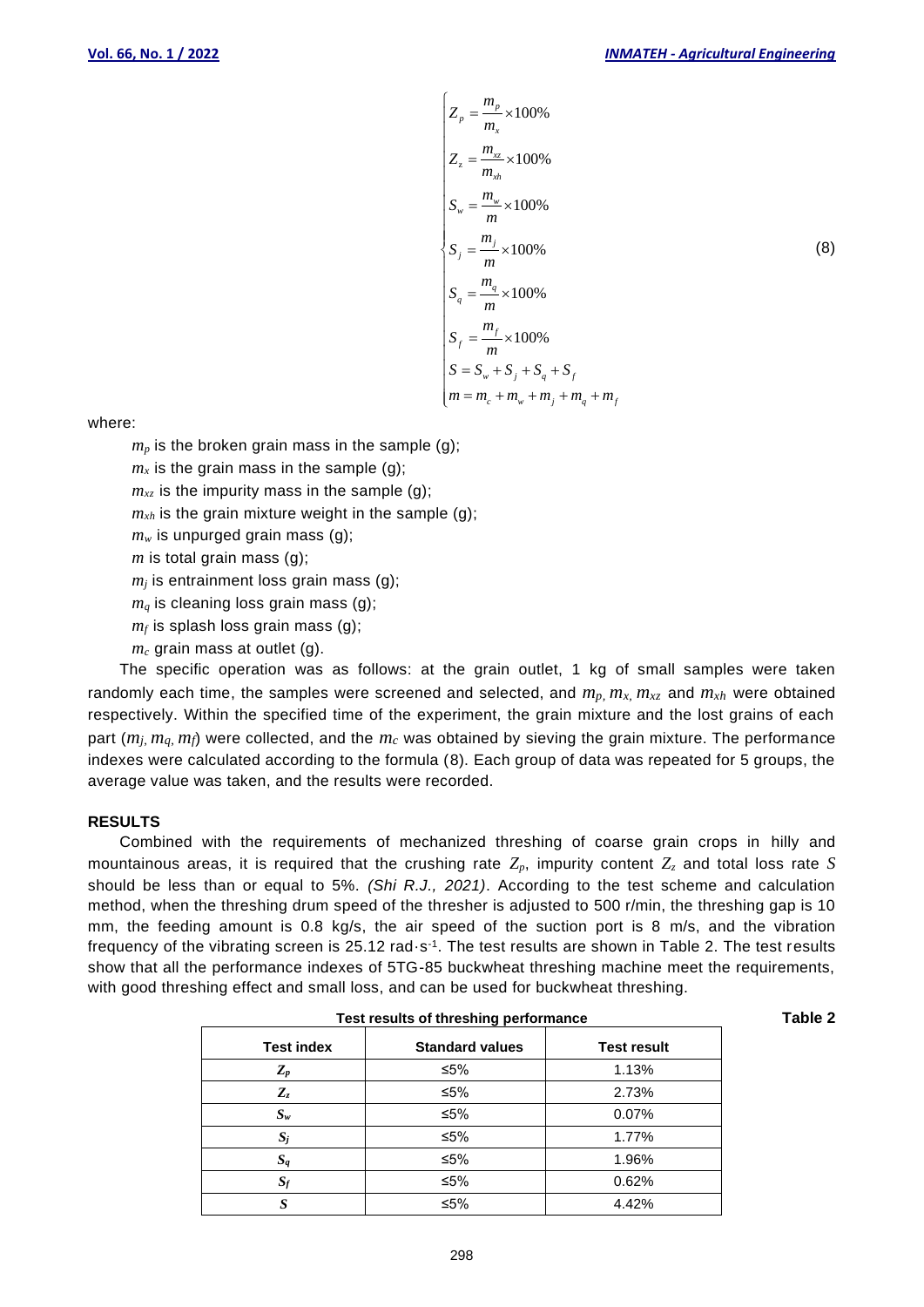$$
\begin{cases}
Z_p = \dfrac{m_p}{m_x} \times 100\% \\
Z_z = \dfrac{m_{xz}}{m_{xh}} \times 100\% \\
S_w = \dfrac{m_w}{m} \times 100\% \\
S_j = \dfrac{m_j}{m} \times 100\% \\
S_q = \dfrac{m_q}{m} \times 100\% \\
S_f = \dfrac{m_f}{m} \times 100\% \\
S = S_w + S_j + S_q + S_f \\
m = m_c + m_w + m_j + m_q + m_f
\end{cases}
\tag{8}
$$

where:

- $m_p$ is the broken grain mass in the sample (g);
- $m_x$ is the grain mass in the sample (g);
- $m_{xz}$ is the impurity mass in the sample (g);
- $m_{xh}$ is the grain mixture weight in the sample (g);
- $m_w$ is unpurged grain mass (g);
- $m$ is total grain mass (g);
- $m_j$ is entrainment loss grain mass (g);
- $m_q$ is cleaning loss grain mass (g);
- $m_f$ is splash loss grain mass (g);
- $m_c$ grain mass at outlet (g).

The specific operation was as follows: at the grain outlet, 1 kg of small samples were taken randomly each time, the samples were screened and selected, and $m_p$, $m_x$, $m_{xz}$ and $m_{xh}$ were obtained respectively. Within the specified time of the experiment, the grain mixture and the lost grains of each part ($m_j$, $m_q$, $m_f$) were collected, and the $m_c$ was obtained by sieving the grain mixture. The performance indexes were calculated according to the formula (8). Each group of data was repeated for 5 groups, the average value was taken, and the results were recorded.

## RESULTS

Combined with the requirements of mechanized threshing of coarse grain crops in hilly and mountainous areas, it is required that the crushing rate $Z_p$, impurity content $Z_z$ and total loss rate $S$ should be less than or equal to 5%. *(Shi R.J., 2021)*. According to the test scheme and calculation method, when the threshing drum speed of the thresher is adjusted to 500 r/min, the threshing gap is 10 mm, the feeding amount is 0.8 kg/s, the air speed of the suction port is 8 m/s, and the vibration frequency of the vibrating screen is 25.12 rad·s$^{-1}$. The test results are shown in Table 2. The test results show that all the performance indexes of 5TG-85 buckwheat threshing machine meet the requirements, with good threshing effect and small loss, and can be used for buckwheat threshing.

**Table 2**

**Test results of threshing performance**

| Test index | Standard values | Test result |
|---|---|---|
| $Z_p$ | ≤5% | 1.13% |
| $Z_z$ | ≤5% | 2.73% |
| $S_w$ | ≤5% | 0.07% |
| $S_j$ | ≤5% | 1.77% |
| $S_q$ | ≤5% | 1.96% |
| $S_f$ | ≤5% | 0.62% |
| $S$ | ≤5% | 4.42% |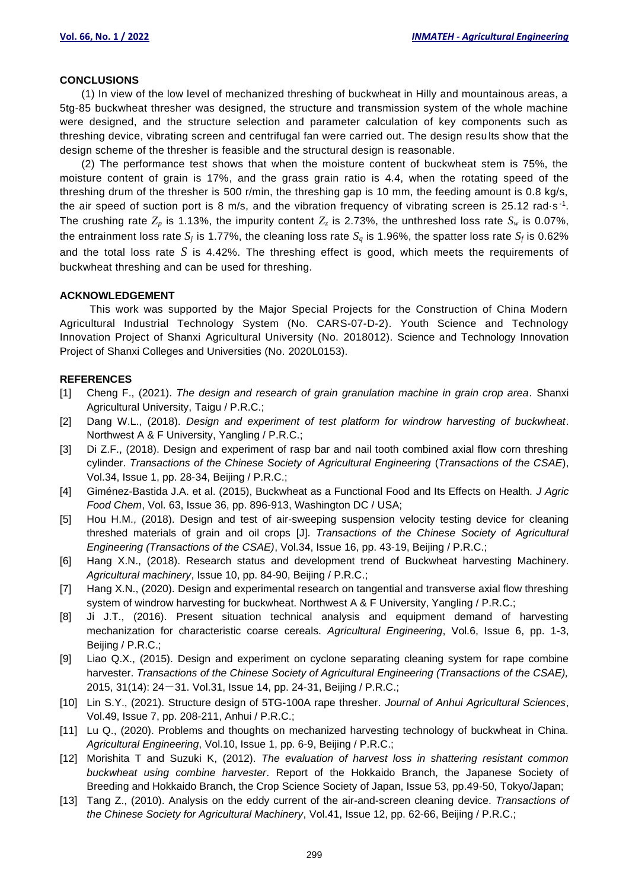## CONCLUSIONS

(1) In view of the low level of mechanized threshing of buckwheat in Hilly and mountainous areas, a 5tg-85 buckwheat thresher was designed, the structure and transmission system of the whole machine were designed, and the structure selection and parameter calculation of key components such as threshing device, vibrating screen and centrifugal fan were carried out. The design results show that the design scheme of the thresher is feasible and the structural design is reasonable.

(2) The performance test shows that when the moisture content of buckwheat stem is 75%, the moisture content of grain is 17%, and the grass grain ratio is 4.4, when the rotating speed of the threshing drum of the thresher is 500 r/min, the threshing gap is 10 mm, the feeding amount is 0.8 kg/s, the air speed of suction port is 8 m/s, and the vibration frequency of vibrating screen is 25.12 rad·s$^{-1}$. The crushing rate $Z_p$ is 1.13%, the impurity content $Z_z$ is 2.73%, the unthreshed loss rate $S_w$ is 0.07%, the entrainment loss rate $S_j$ is 1.77%, the cleaning loss rate $S_q$ is 1.96%, the spatter loss rate $S_f$ is 0.62% and the total loss rate $S$ is 4.42%. The threshing effect is good, which meets the requirements of buckwheat threshing and can be used for threshing.

## ACKNOWLEDGEMENT

This work was supported by the Major Special Projects for the Construction of China Modern Agricultural Industrial Technology System (No. CARS-07-D-2). Youth Science and Technology Innovation Project of Shanxi Agricultural University (No. 2018012). Science and Technology Innovation Project of Shanxi Colleges and Universities (No. 2020L0153).

## REFERENCES

[1] Cheng F., (2021). *The design and research of grain granulation machine in grain crop area*. Shanxi Agricultural University, Taigu / P.R.C.;

[2] Dang W.L., (2018). *Design and experiment of test platform for windrow harvesting of buckwheat*. Northwest A & F University, Yangling / P.R.C.;

[3] Di Z.F., (2018). Design and experiment of rasp bar and nail tooth combined axial flow corn threshing cylinder. *Transactions of the Chinese Society of Agricultural Engineering* (*Transactions of the CSAE*), Vol.34, Issue 1, pp. 28-34, Beijing / P.R.C.;

[4] Giménez-Bastida J.A. et al. (2015), Buckwheat as a Functional Food and Its Effects on Health. *J Agric Food Chem*, Vol. 63, Issue 36, pp. 896-913, Washington DC / USA;

[5] Hou H.M., (2018). Design and test of air-sweeping suspension velocity testing device for cleaning threshed materials of grain and oil crops [J]. *Transactions of the Chinese Society of Agricultural Engineering (Transactions of the CSAE)*, Vol.34, Issue 16, pp. 43-19, Beijing / P.R.C.;

[6] Hang X.N., (2018). Research status and development trend of Buckwheat harvesting Machinery. *Agricultural machinery*, Issue 10, pp. 84-90, Beijing / P.R.C.;

[7] Hang X.N., (2020). Design and experimental research on tangential and transverse axial flow threshing system of windrow harvesting for buckwheat. Northwest A & F University, Yangling / P.R.C.;

[8] Ji J.T., (2016). Present situation technical analysis and equipment demand of harvesting mechanization for characteristic coarse cereals. *Agricultural Engineering*, Vol.6, Issue 6, pp. 1-3, Beijing / P.R.C.;

[9] Liao Q.X., (2015). Design and experiment on cyclone separating cleaning system for rape combine harvester. *Transactions of the Chinese Society of Agricultural Engineering (Transactions of the CSAE),* 2015, 31(14): 24－31. Vol.31, Issue 14, pp. 24-31, Beijing / P.R.C.;

[10] Lin S.Y., (2021). Structure design of 5TG-100A rape thresher. *Journal of Anhui Agricultural Sciences*, Vol.49, Issue 7, pp. 208-211, Anhui / P.R.C.;

[11] Lu Q., (2020). Problems and thoughts on mechanized harvesting technology of buckwheat in China. *Agricultural Engineering*, Vol.10, Issue 1, pp. 6-9, Beijing / P.R.C.;

[12] Morishita T and Suzuki K, (2012). *The evaluation of harvest loss in shattering resistant common buckwheat using combine harvester*. Report of the Hokkaido Branch, the Japanese Society of Breeding and Hokkaido Branch, the Crop Science Society of Japan, Issue 53, pp.49-50, Tokyo/Japan;

[13] Tang Z., (2010). Analysis on the eddy current of the air-and-screen cleaning device. *Transactions of the Chinese Society for Agricultural Machinery*, Vol.41, Issue 12, pp. 62-66, Beijing / P.R.C.;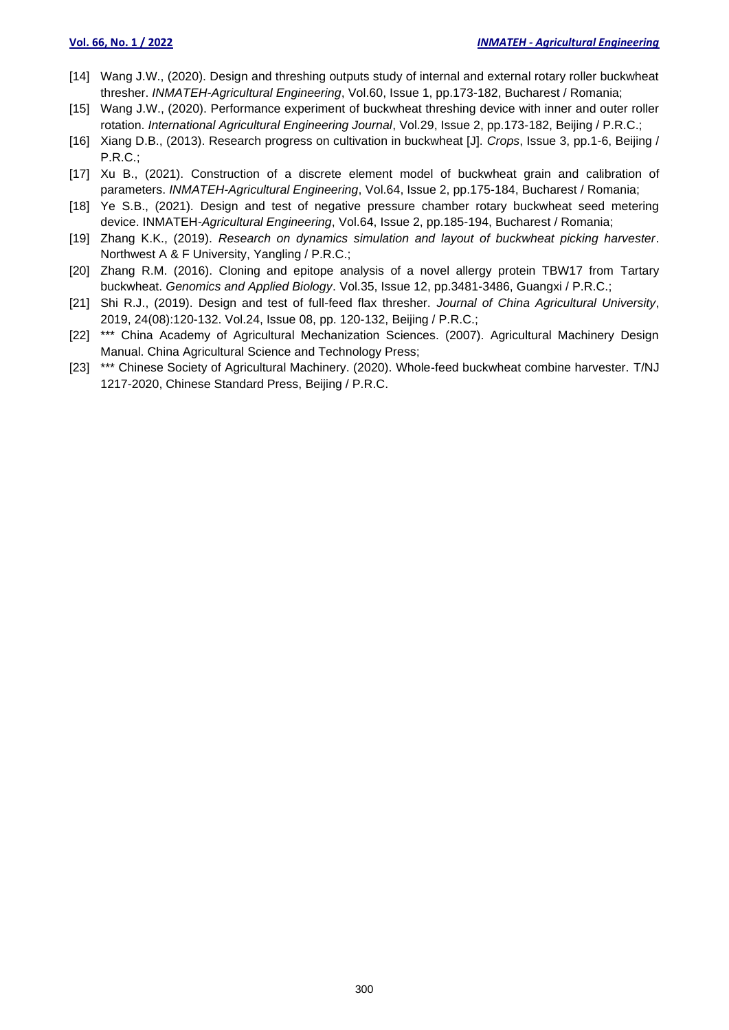[14] Wang J.W., (2020). Design and threshing outputs study of internal and external rotary roller buckwheat thresher. *INMATEH-Agricultural Engineering*, Vol.60, Issue 1, pp.173-182, Bucharest / Romania;

[15] Wang J.W., (2020). Performance experiment of buckwheat threshing device with inner and outer roller rotation. *International Agricultural Engineering Journal*, Vol.29, Issue 2, pp.173-182, Beijing / P.R.C.;

[16] Xiang D.B., (2013). Research progress on cultivation in buckwheat [J]. *Crops*, Issue 3, pp.1-6, Beijing / P.R.C.;

[17] Xu B., (2021). Construction of a discrete element model of buckwheat grain and calibration of parameters. *INMATEH-Agricultural Engineering*, Vol.64, Issue 2, pp.175-184, Bucharest / Romania;

[18] Ye S.B., (2021). Design and test of negative pressure chamber rotary buckwheat seed metering device. INMATEH-*Agricultural Engineering*, Vol.64, Issue 2, pp.185-194, Bucharest / Romania;

[19] Zhang K.K., (2019). *Research on dynamics simulation and layout of buckwheat picking harvester*. Northwest A & F University, Yangling / P.R.C.;

[20] Zhang R.M. (2016). Cloning and epitope analysis of a novel allergy protein TBW17 from Tartary buckwheat. *Genomics and Applied Biology*. Vol.35, Issue 12, pp.3481-3486, Guangxi / P.R.C.;

[21] Shi R.J., (2019). Design and test of full-feed flax thresher. *Journal of China Agricultural University*, 2019, 24(08):120-132. Vol.24, Issue 08, pp. 120-132, Beijing / P.R.C.;

[22] *** China Academy of Agricultural Mechanization Sciences. (2007). Agricultural Machinery Design Manual. China Agricultural Science and Technology Press;

[23] *** Chinese Society of Agricultural Machinery. (2020). Whole-feed buckwheat combine harvester. T/NJ 1217-2020, Chinese Standard Press, Beijing / P.R.C.